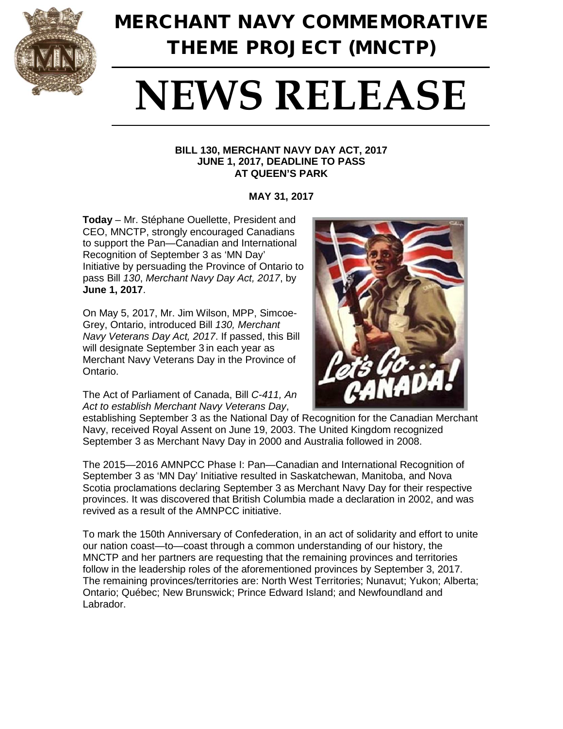# MERCHANT NAVY COMMEMORATIVE THEME PROJECT (MNCTP)

# NEWS RELEASE

**BILL 130, MERCHANT NAVY DAY ACT, 2017**
**JUNE 1, 2017, DEADLINE TO PASS**
**AT QUEEN'S PARK**

**MAY 31, 2017**

**Today** – Mr. Stéphane Ouellette, President and CEO, MNCTP, strongly encouraged Canadians to support the Pan—Canadian and International Recognition of September 3 as 'MN Day' Initiative by persuading the Province of Ontario to pass Bill *130*, *Merchant Navy Day Act, 2017*, by **June 1, 2017**.

On May 5, 2017, Mr. Jim Wilson, MPP, Simcoe-Grey, Ontario, introduced Bill *130, Merchant Navy Veterans Day Act, 2017*. If passed, this Bill will designate September 3 in each year as Merchant Navy Veterans Day in the Province of Ontario.

The Act of Parliament of Canada, Bill *C-411, An Act to establish Merchant Navy Veterans Day*, establishing September 3 as the National Day of Recognition for the Canadian Merchant Navy, received Royal Assent on June 19, 2003. The United Kingdom recognized September 3 as Merchant Navy Day in 2000 and Australia followed in 2008.

The 2015—2016 AMNPCC Phase I: Pan—Canadian and International Recognition of September 3 as 'MN Day' Initiative resulted in Saskatchewan, Manitoba, and Nova Scotia proclamations declaring September 3 as Merchant Navy Day for their respective provinces. It was discovered that British Columbia made a declaration in 2002, and was revived as a result of the AMNPCC initiative.

To mark the 150th Anniversary of Confederation, in an act of solidarity and effort to unite our nation coast—to—coast through a common understanding of our history, the MNCTP and her partners are requesting that the remaining provinces and territories follow in the leadership roles of the aforementioned provinces by September 3, 2017. The remaining provinces/territories are: North West Territories; Nunavut; Yukon; Alberta; Ontario; Québec; New Brunswick; Prince Edward Island; and Newfoundland and Labrador.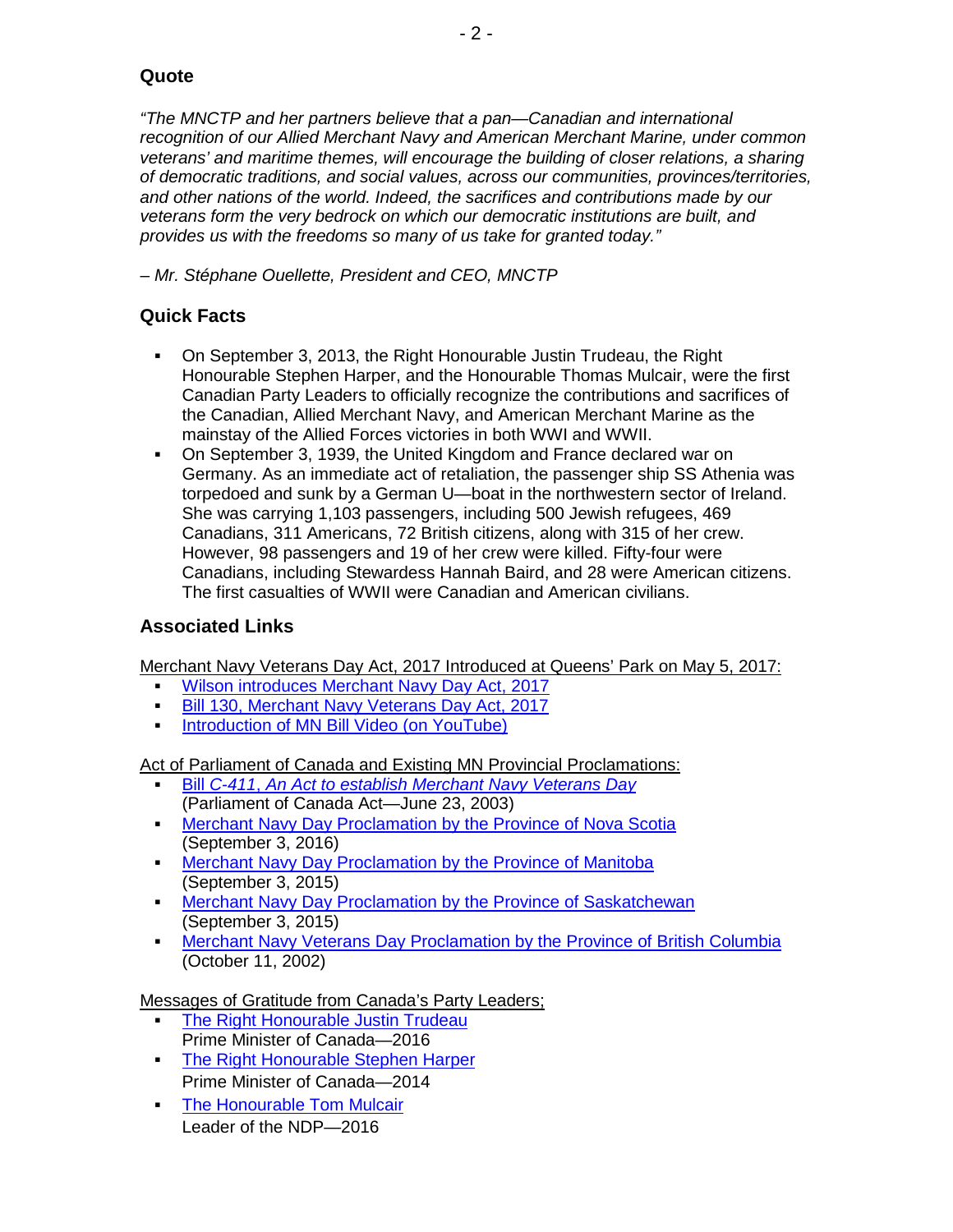## Quote

*"The MNCTP and her partners believe that a pan—Canadian and international recognition of our Allied Merchant Navy and American Merchant Marine, under common veterans' and maritime themes, will encourage the building of closer relations, a sharing of democratic traditions, and social values, across our communities, provinces/territories, and other nations of the world. Indeed, the sacrifices and contributions made by our veterans form the very bedrock on which our democratic institutions are built, and provides us with the freedoms so many of us take for granted today."*

*– Mr. Stéphane Ouellette, President and CEO, MNCTP*

## Quick Facts

- On September 3, 2013, the Right Honourable Justin Trudeau, the Right Honourable Stephen Harper, and the Honourable Thomas Mulcair, were the first Canadian Party Leaders to officially recognize the contributions and sacrifices of the Canadian, Allied Merchant Navy, and American Merchant Marine as the mainstay of the Allied Forces victories in both WWI and WWII.
- On September 3, 1939, the United Kingdom and France declared war on Germany. As an immediate act of retaliation, the passenger ship SS Athenia was torpedoed and sunk by a German U—boat in the northwestern sector of Ireland. She was carrying 1,103 passengers, including 500 Jewish refugees, 469 Canadians, 311 Americans, 72 British citizens, along with 315 of her crew. However, 98 passengers and 19 of her crew were killed. Fifty-four were Canadians, including Stewardess Hannah Baird, and 28 were American citizens. The first casualties of WWII were Canadian and American civilians.

## Associated Links

Merchant Navy Veterans Day Act, 2017 Introduced at Queens' Park on May 5, 2017:

- Wilson introduces Merchant Navy Day Act, 2017
- Bill 130, Merchant Navy Veterans Day Act, 2017
- Introduction of MN Bill Video (on YouTube)

Act of Parliament of Canada and Existing MN Provincial Proclamations:

- Bill *C-411, An Act to establish Merchant Navy Veterans Day* (Parliament of Canada Act—June 23, 2003)
- Merchant Navy Day Proclamation by the Province of Nova Scotia (September 3, 2016)
- Merchant Navy Day Proclamation by the Province of Manitoba (September 3, 2015)
- Merchant Navy Day Proclamation by the Province of Saskatchewan (September 3, 2015)
- Merchant Navy Veterans Day Proclamation by the Province of British Columbia (October 11, 2002)

Messages of Gratitude from Canada's Party Leaders;

- The Right Honourable Justin Trudeau
  Prime Minister of Canada—2016
- The Right Honourable Stephen Harper
  Prime Minister of Canada—2014
- The Honourable Tom Mulcair
  Leader of the NDP—2016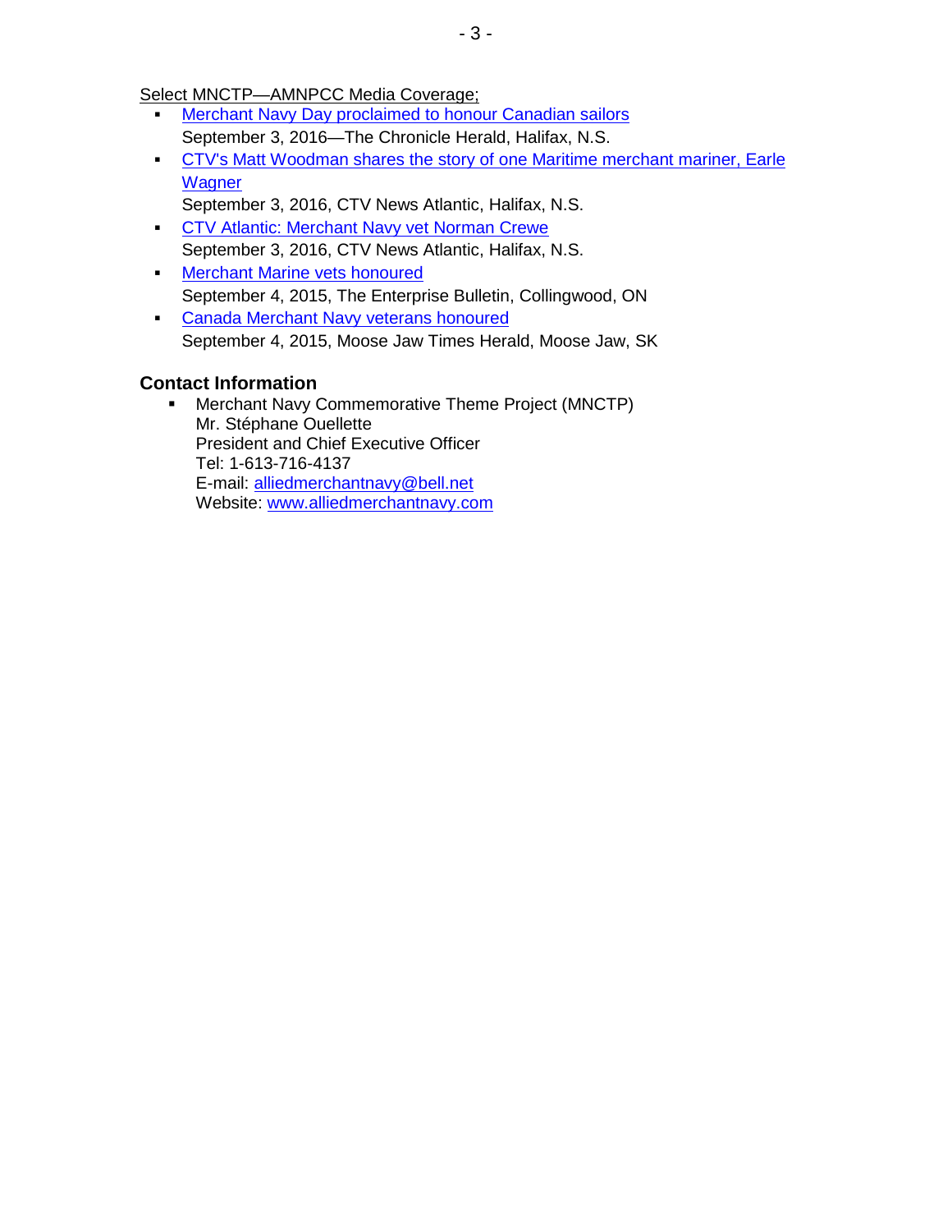Select MNCTP—AMNPCC Media Coverage;

- Merchant Navy Day proclaimed to honour Canadian sailors  
  September 3, 2016—The Chronicle Herald, Halifax, N.S.
- CTV's Matt Woodman shares the story of one Maritime merchant mariner, Earle Wagner  
  September 3, 2016, CTV News Atlantic, Halifax, N.S.
- CTV Atlantic: Merchant Navy vet Norman Crewe  
  September 3, 2016, CTV News Atlantic, Halifax, N.S.
- Merchant Marine vets honoured  
  September 4, 2015, The Enterprise Bulletin, Collingwood, ON
- Canada Merchant Navy veterans honoured  
  September 4, 2015, Moose Jaw Times Herald, Moose Jaw, SK

## Contact Information

- Merchant Navy Commemorative Theme Project (MNCTP)  
  Mr. Stéphane Ouellette  
  President and Chief Executive Officer  
  Tel: 1-613-716-4137  
  E-mail: alliedmerchantnavy@bell.net  
  Website: www.alliedmerchantnavy.com